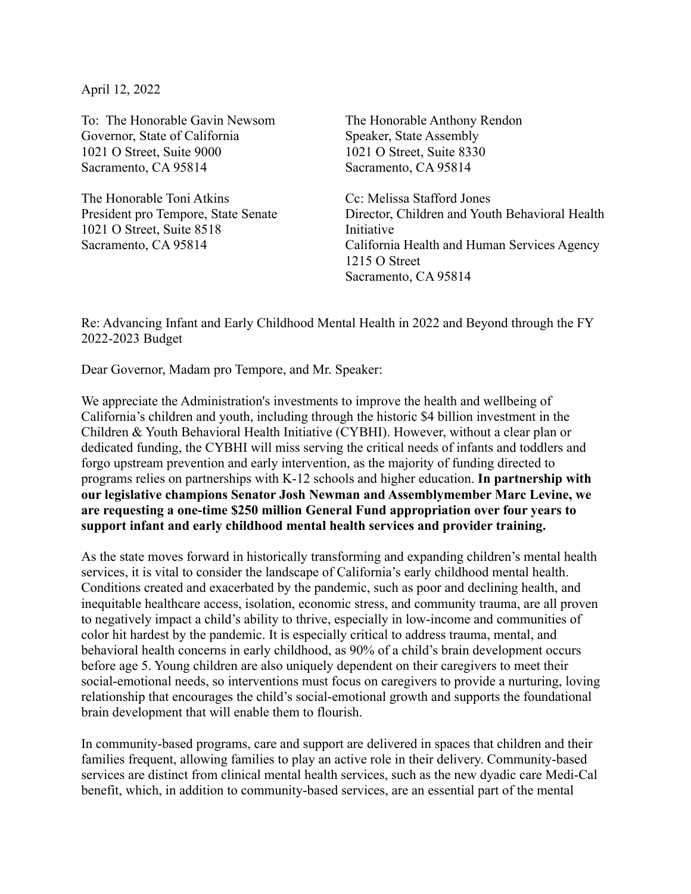April 12, 2022

To: The Honorable Gavin Newsom
Governor, State of California
1021 O Street, Suite 9000
Sacramento, CA 95814

The Honorable Toni Atkins
President pro Tempore, State Senate
1021 O Street, Suite 8518
Sacramento, CA 95814

The Honorable Anthony Rendon
Speaker, State Assembly
1021 O Street, Suite 8330
Sacramento, CA 95814

Cc: Melissa Stafford Jones
Director, Children and Youth Behavioral Health Initiative
California Health and Human Services Agency
1215 O Street
Sacramento, CA 95814

Re: Advancing Infant and Early Childhood Mental Health in 2022 and Beyond through the FY 2022-2023 Budget

Dear Governor, Madam pro Tempore, and Mr. Speaker:

We appreciate the Administration's investments to improve the health and wellbeing of California's children and youth, including through the historic $4 billion investment in the Children & Youth Behavioral Health Initiative (CYBHI). However, without a clear plan or dedicated funding, the CYBHI will miss serving the critical needs of infants and toddlers and forgo upstream prevention and early intervention, as the majority of funding directed to programs relies on partnerships with K-12 schools and higher education. **In partnership with our legislative champions Senator Josh Newman and Assemblymember Marc Levine, we are requesting a one-time $250 million General Fund appropriation over four years to support infant and early childhood mental health services and provider training.**

As the state moves forward in historically transforming and expanding children's mental health services, it is vital to consider the landscape of California's early childhood mental health. Conditions created and exacerbated by the pandemic, such as poor and declining health, and inequitable healthcare access, isolation, economic stress, and community trauma, are all proven to negatively impact a child's ability to thrive, especially in low-income and communities of color hit hardest by the pandemic. It is especially critical to address trauma, mental, and behavioral health concerns in early childhood, as 90% of a child's brain development occurs before age 5. Young children are also uniquely dependent on their caregivers to meet their social-emotional needs, so interventions must focus on caregivers to provide a nurturing, loving relationship that encourages the child's social-emotional growth and supports the foundational brain development that will enable them to flourish.

In community-based programs, care and support are delivered in spaces that children and their families frequent, allowing families to play an active role in their delivery. Community-based services are distinct from clinical mental health services, such as the new dyadic care Medi-Cal benefit, which, in addition to community-based services, are an essential part of the mental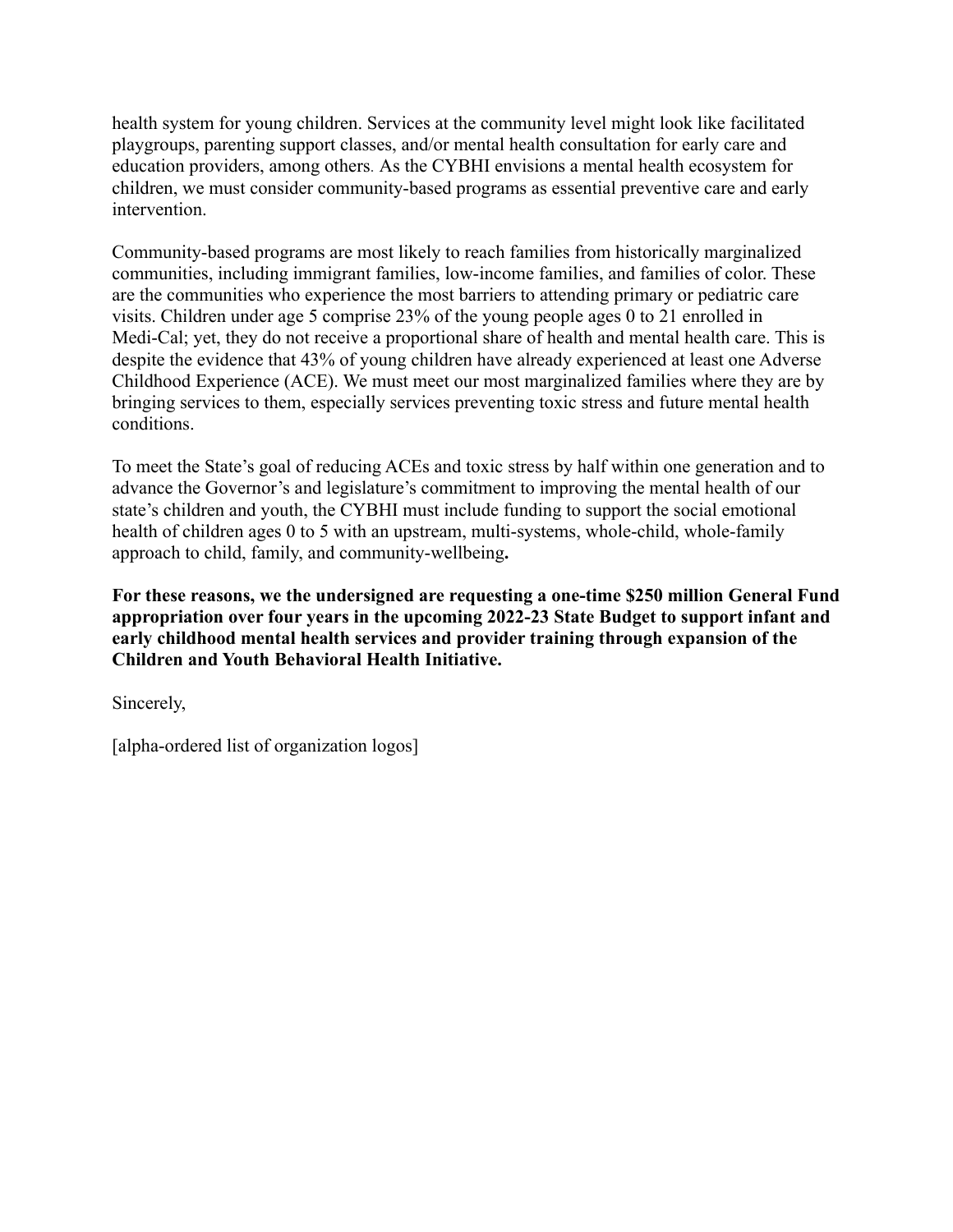health system for young children. Services at the community level might look like facilitated playgroups, parenting support classes, and/or mental health consultation for early care and education providers, among others. As the CYBHI envisions a mental health ecosystem for children, we must consider community-based programs as essential preventive care and early intervention.

Community-based programs are most likely to reach families from historically marginalized communities, including immigrant families, low-income families, and families of color. These are the communities who experience the most barriers to attending primary or pediatric care visits. Children under age 5 comprise 23% of the young people ages 0 to 21 enrolled in Medi-Cal; yet, they do not receive a proportional share of health and mental health care. This is despite the evidence that 43% of young children have already experienced at least one Adverse Childhood Experience (ACE). We must meet our most marginalized families where they are by bringing services to them, especially services preventing toxic stress and future mental health conditions.

To meet the State's goal of reducing ACEs and toxic stress by half within one generation and to advance the Governor's and legislature's commitment to improving the mental health of our state's children and youth, the CYBHI must include funding to support the social emotional health of children ages 0 to 5 with an upstream, multi-systems, whole-child, whole-family approach to child, family, and community-wellbeing**.**

**For these reasons, we the undersigned are requesting a one-time $250 million General Fund appropriation over four years in the upcoming 2022-23 State Budget to support infant and early childhood mental health services and provider training through expansion of the Children and Youth Behavioral Health Initiative.**

Sincerely,

[alpha-ordered list of organization logos]